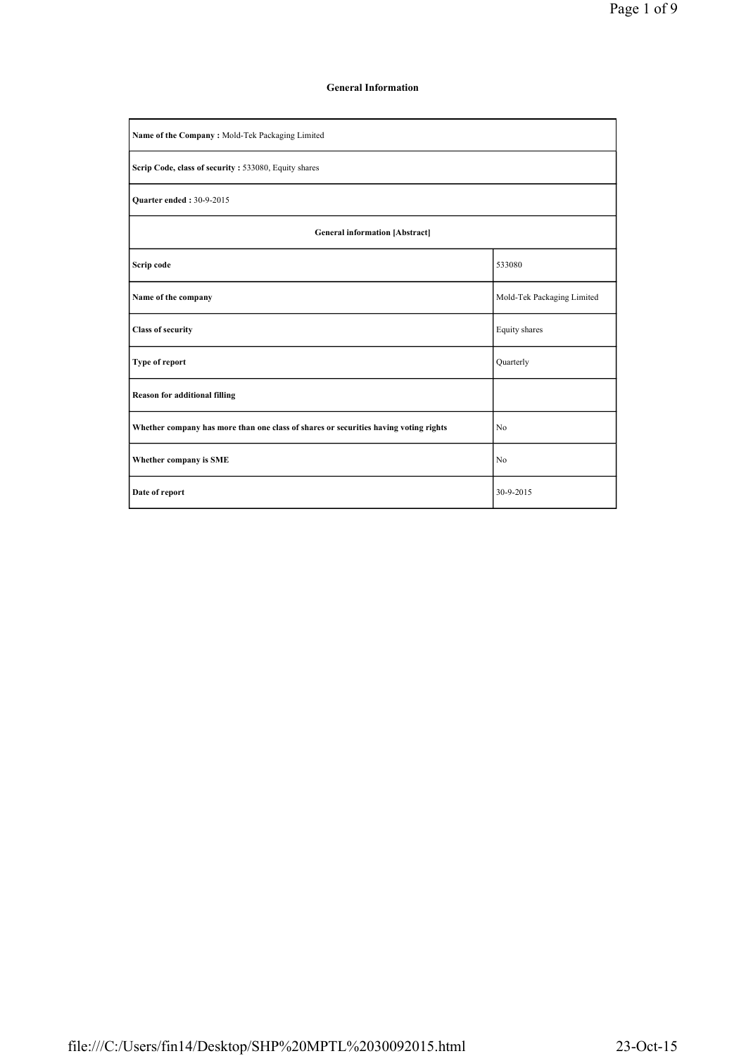# General Information

| Name of the Company : Mold-Tek Packaging Limited | |
|---|---|
| **Scrip Code, class of security :** 533080, Equity shares | |
| **Quarter ended :** 30-9-2015 | |
| **General information [Abstract]** | |
| **Scrip code** | 533080 |
| **Name of the company** | Mold-Tek Packaging Limited |
| **Class of security** | Equity shares |
| **Type of report** | Quarterly |
| **Reason for additional filling** | |
| **Whether company has more than one class of shares or securities having voting rights** | No |
| **Whether company is SME** | No |
| **Date of report** | 30-9-2015 |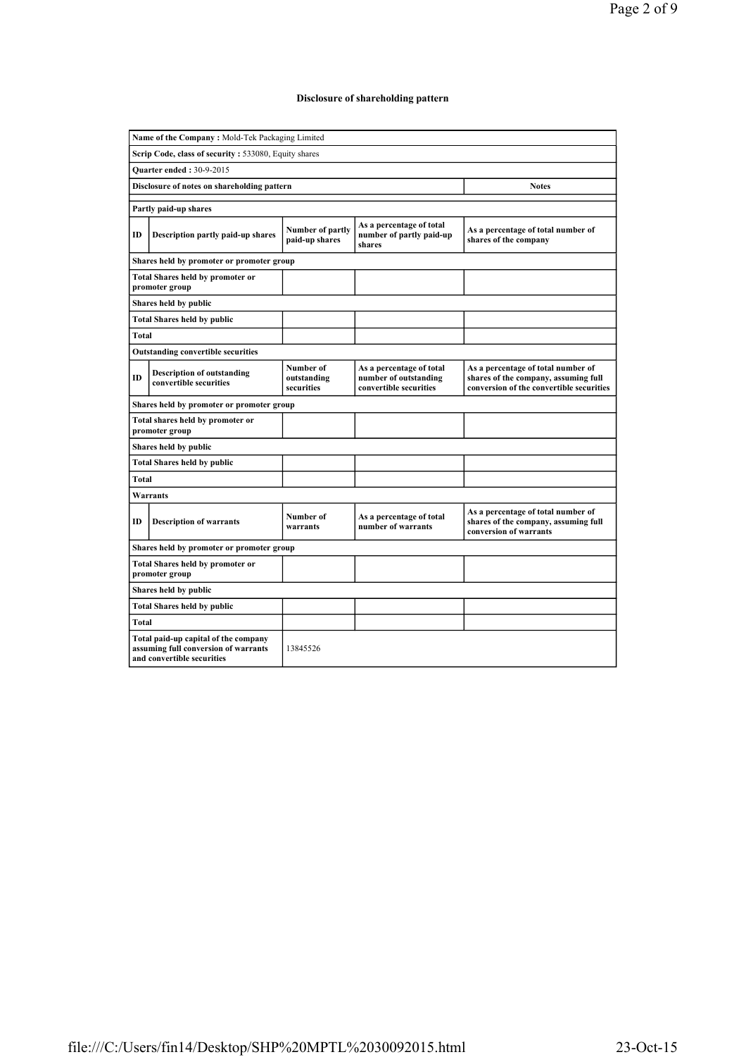## Disclosure of shareholding pattern

| Name of the Company : Mold-Tek Packaging Limited | | | | |
|---|---|---|---|---|
| Scrip Code, class of security : 533080, Equity shares | | | | |
| Quarter ended : 30-9-2015 | | | | |
| Disclosure of notes on shareholding pattern | | | | Notes |
| | | | | |
| **Partly paid-up shares** | | | | |
| **ID** | **Description partly paid-up shares** | **Number of partly paid-up shares** | **As a percentage of total number of partly paid-up shares** | **As a percentage of total number of shares of the company** |
| **Shares held by promoter or promoter group** | | | | |
| **Total Shares held by promoter or promoter group** | | | | |
| **Shares held by public** | | | | |
| **Total Shares held by public** | | | | |
| **Total** | | | | |
| **Outstanding convertible securities** | | | | |
| **ID** | **Description of outstanding convertible securities** | **Number of outstanding securities** | **As a percentage of total number of outstanding convertible securities** | **As a percentage of total number of shares of the company, assuming full conversion of the convertible securities** |
| **Shares held by promoter or promoter group** | | | | |
| **Total shares held by promoter or promoter group** | | | | |
| **Shares held by public** | | | | |
| **Total Shares held by public** | | | | |
| **Total** | | | | |
| **Warrants** | | | | |
| **ID** | **Description of warrants** | **Number of warrants** | **As a percentage of total number of warrants** | **As a percentage of total number of shares of the company, assuming full conversion of warrants** |
| **Shares held by promoter or promoter group** | | | | |
| **Total Shares held by promoter or promoter group** | | | | |
| **Shares held by public** | | | | |
| **Total Shares held by public** | | | | |
| **Total** | | | | |
| **Total paid-up capital of the company assuming full conversion of warrants and convertible securities** | | 13845526 | | |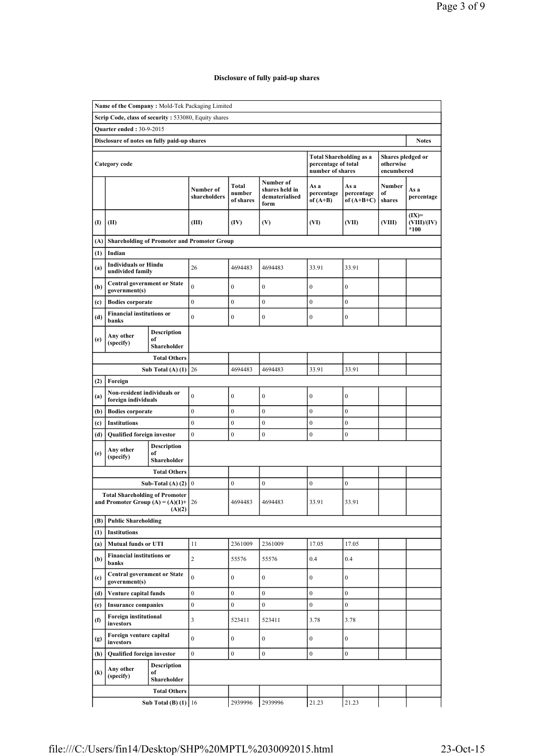## Disclosure of fully paid-up shares

| Name of the Company : Mold-Tek Packaging Limited | | | | | | | | | |
|---|---|---|---|---|---|---|---|---|---|
| Scrip Code, class of security : 533080, Equity shares | | | | | | | | | |
| Quarter ended : 30-9-2015 | | | | | | | | | |
| Disclosure of notes on fully paid-up shares | | | | | | | | | Notes |
| Category code | | | | | | Total Shareholding as a percentage of total number of shares | | Shares pledged or otherwise encumbered | |
| | | | Number of shareholders | Total number of shares | Number of shares held in dematerialised form | As a percentage of (A+B) | As a percentage of (A+B+C) | Number of shares | As a percentage |
| (I) | (II) | | (III) | (IV) | (V) | (VI) | (VII) | (VIII) | (IX)= (VIII)/(IV) *100 |
| (A) | Shareholding of Promoter and Promoter Group | | | | | | | | |
| (1) | Indian | | | | | | | | |
| (a) | Individuals or Hindu undivided family | | 26 | 4694483 | 4694483 | 33.91 | 33.91 | | |
| (b) | Central government or State government(s) | | 0 | 0 | 0 | 0 | 0 | | |
| (c) | Bodies corporate | | 0 | 0 | 0 | 0 | 0 | | |
| (d) | Financial institutions or banks | | 0 | 0 | 0 | 0 | 0 | | |
| (e) | Any other (specify) | Description of Shareholder | | | | | | | |
| | | Total Others | | | | | | | |
| | | Sub Total (A) (1) | 26 | 4694483 | 4694483 | 33.91 | 33.91 | | |
| (2) | Foreign | | | | | | | | |
| (a) | Non-resident individuals or foreign individuals | | 0 | 0 | 0 | 0 | 0 | | |
| (b) | Bodies corporate | | 0 | 0 | 0 | 0 | 0 | | |
| (c) | Institutions | | 0 | 0 | 0 | 0 | 0 | | |
| (d) | Qualified foreign investor | | 0 | 0 | 0 | 0 | 0 | | |
| (e) | Any other (specify) | Description of Shareholder | | | | | | | |
| | | Total Others | | | | | | | |
| | | Sub-Total (A) (2) | 0 | 0 | 0 | 0 | 0 | | |
| | | Total Shareholding of Promoter and Promoter Group (A) = (A)(1)+ (A)(2) | 26 | 4694483 | 4694483 | 33.91 | 33.91 | | |
| (B) | Public Shareholding | | | | | | | | |
| (1) | Institutions | | | | | | | | |
| (a) | Mutual funds or UTI | | 11 | 2361009 | 2361009 | 17.05 | 17.05 | | |
| (b) | Financial institutions or banks | | 2 | 55576 | 55576 | 0.4 | 0.4 | | |
| (c) | Central government or State government(s) | | 0 | 0 | 0 | 0 | 0 | | |
| (d) | Venture capital funds | | 0 | 0 | 0 | 0 | 0 | | |
| (e) | Insurance companies | | 0 | 0 | 0 | 0 | 0 | | |
| (f) | Foreign institutional investors | | 3 | 523411 | 523411 | 3.78 | 3.78 | | |
| (g) | Foreign venture capital investors | | 0 | 0 | 0 | 0 | 0 | | |
| (h) | Qualified foreign investor | | 0 | 0 | 0 | 0 | 0 | | |
| (k) | Any other (specify) | Description of Shareholder | | | | | | | |
| | | Total Others | | | | | | | |
| | | Sub Total (B) (1) | 16 | 2939996 | 2939996 | 21.23 | 21.23 | | |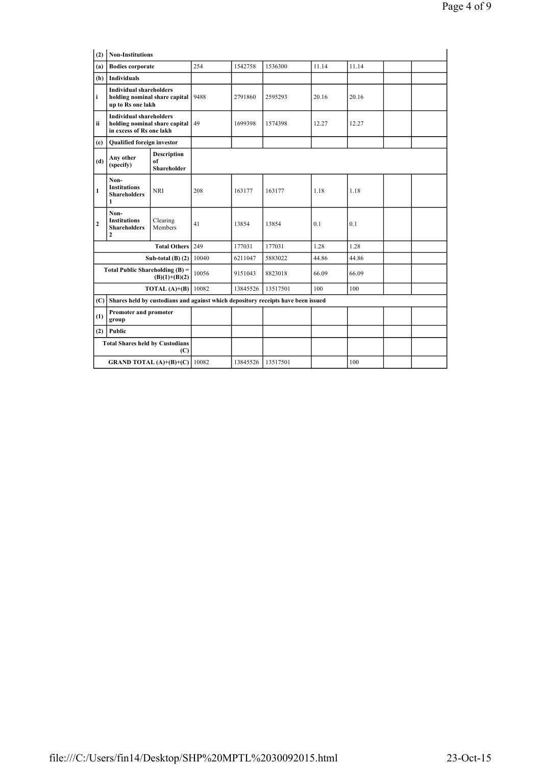| (2) | Non-Institutions | | | | | | | | |
|---|---|---|---|---|---|---|---|---|---|
| (a) | Bodies corporate | | 254 | 1542758 | 1536300 | 11.14 | 11.14 | | |
| (b) | Individuals | | | | | | | | |
| i | Individual shareholders holding nominal share capital up to Rs one lakh | | 9488 | 2791860 | 2595293 | 20.16 | 20.16 | | |
| ii | Individual shareholders holding nominal share capital in excess of Rs one lakh | | 49 | 1699398 | 1574398 | 12.27 | 12.27 | | |
| (c) | Qualified foreign investor | | | | | | | | |
| (d) | Any other (specify) | Description of Shareholder | | | | | | | |
| 1 | Non-Institutions Shareholders 1 | NRI | 208 | 163177 | 163177 | 1.18 | 1.18 | | |
| 2 | Non-Institutions Shareholders 2 | Clearing Members | 41 | 13854 | 13854 | 0.1 | 0.1 | | |
| | | Total Others | 249 | 177031 | 177031 | 1.28 | 1.28 | | |
| | | Sub-total (B) (2) | 10040 | 6211047 | 5883022 | 44.86 | 44.86 | | |
| | | Total Public Shareholding (B) = (B)(1)+(B)(2) | 10056 | 9151043 | 8823018 | 66.09 | 66.09 | | |
| | | TOTAL (A)+(B) | 10082 | 13845526 | 13517501 | 100 | 100 | | |
| (C) | Shares held by custodians and against which depository receipts have been issued | | | | | | | | |
| (1) | Promoter and promoter group | | | | | | | | |
| (2) | Public | | | | | | | | |
| | | Total Shares held by Custodians (C) | | | | | | | |
| | | GRAND TOTAL (A)+(B)+(C) | 10082 | 13845526 | 13517501 | | 100 | | |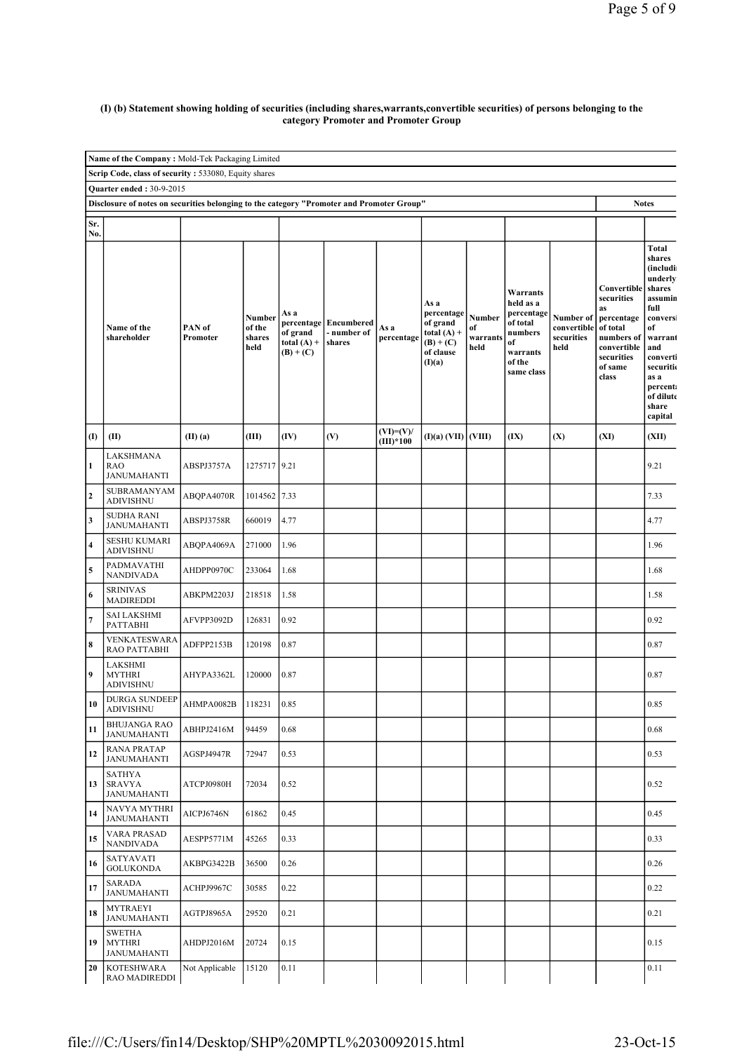### (I) (b) Statement showing holding of securities (including shares,warrants,convertible securities) of persons belonging to the category Promoter and Promoter Group

**Name of the Company :** Mold-Tek Packaging Limited

**Scrip Code, class of security :** 533080, Equity shares

**Quarter ended :** 30-9-2015

Disclosure of notes on securities belonging to the category "Promoter and Promoter Group" | Notes

| Sr. No. | Name of the shareholder | PAN of Promoter | Number of the shares held | As a percentage of grand total (A) + (B) + (C) | Encumbered - number of shares | As a percentage | As a percentage of grand total (A) + (B) + (C) of clause (I)(a) | Number of warrants held | Warrants held as a percentage of total numbers of warrants of the same class | Number of convertible securities held | Convertible securities as percentage of total numbers of convertible securities of same class | Total shares (includi underly shares assumin full conversi of warrant and converti securitie as a percent of dilute share capital |
|---|---|---|---|---|---|---|---|---|---|---|---|---|
| (I) | (II) | (II) (a) | (III) | (IV) | (V) | (VI)=(V)/(III)*100 | (I)(a) (VII) | (VIII) | (IX) | (X) | (XI) | (XII) |
| 1 | LAKSHMANA RAO JANUMAHANTI | ABSPJ3757A | 1275717 | 9.21 | | | | | | | | 9.21 |
| 2 | SUBRAMANYAM ADIVISHNU | ABQPA4070R | 1014562 | 7.33 | | | | | | | | 7.33 |
| 3 | SUDHA RANI JANUMAHANTI | ABSPJ3758R | 660019 | 4.77 | | | | | | | | 4.77 |
| 4 | SESHU KUMARI ADIVISHNU | ABQPA4069A | 271000 | 1.96 | | | | | | | | 1.96 |
| 5 | PADMAVATHI NANDIVADA | AHDPP0970C | 233064 | 1.68 | | | | | | | | 1.68 |
| 6 | SRINIVAS MADIREDDI | ABKPM2203J | 218518 | 1.58 | | | | | | | | 1.58 |
| 7 | SAI LAKSHMI PATTABHI | AFVPP3092D | 126831 | 0.92 | | | | | | | | 0.92 |
| 8 | VENKATESWARA RAO PATTABHI | ADFPP2153B | 120198 | 0.87 | | | | | | | | 0.87 |
| 9 | LAKSHMI MYTHRI ADIVISHNU | AHYPA3362L | 120000 | 0.87 | | | | | | | | 0.87 |
| 10 | DURGA SUNDEEP ADIVISHNU | AHMPA0082B | 118231 | 0.85 | | | | | | | | 0.85 |
| 11 | BHUJANGA RAO JANUMAHANTI | ABHPJ2416M | 94459 | 0.68 | | | | | | | | 0.68 |
| 12 | RANA PRATAP JANUMAHANTI | AGSPJ4947R | 72947 | 0.53 | | | | | | | | 0.53 |
| 13 | SATHYA SRAVYA JANUMAHANTI | ATCPJ0980H | 72034 | 0.52 | | | | | | | | 0.52 |
| 14 | NAVYA MYTHRI JANUMAHANTI | AICPJ6746N | 61862 | 0.45 | | | | | | | | 0.45 |
| 15 | VARA PRASAD NANDIVADA | AESPP5771M | 45265 | 0.33 | | | | | | | | 0.33 |
| 16 | SATYAVATI GOLUKONDA | AKBPG3422B | 36500 | 0.26 | | | | | | | | 0.26 |
| 17 | SARADA JANUMAHANTI | ACHPJ9967C | 30585 | 0.22 | | | | | | | | 0.22 |
| 18 | MYTRAEYI JANUMAHANTI | AGTPJ8965A | 29520 | 0.21 | | | | | | | | 0.21 |
| 19 | SWETHA MYTHRI JANUMAHANTI | AHDPJ2016M | 20724 | 0.15 | | | | | | | | 0.15 |
| 20 | KOTESHWARA RAO MADIREDDI | Not Applicable | 15120 | 0.11 | | | | | | | | 0.11 |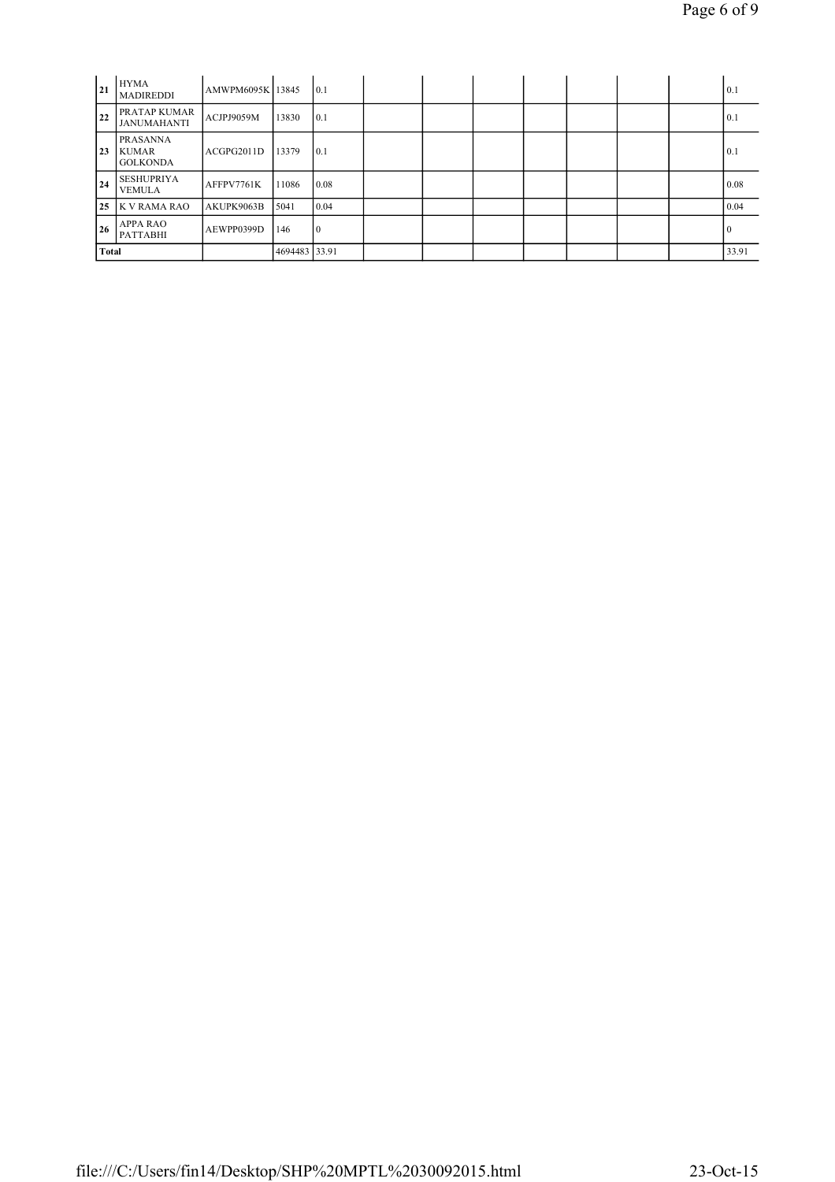| 21 | HYMA MADIREDDI | AMWPM6095K | 13845 | 0.1 | | | | | | | | 0.1 |
|---|---|---|---|---|---|---|---|---|---|---|---|---|
| 22 | PRATAP KUMAR JANUMAHANTI | ACJPJ9059M | 13830 | 0.1 | | | | | | | | 0.1 |
| 23 | PRASANNA KUMAR GOLKONDA | ACGPG2011D | 13379 | 0.1 | | | | | | | | 0.1 |
| 24 | SESHUPRIYA VEMULA | AFFPV7761K | 11086 | 0.08 | | | | | | | | 0.08 |
| 25 | K V RAMA RAO | AKUPK9063B | 5041 | 0.04 | | | | | | | | 0.04 |
| 26 | APPA RAO PATTABHI | AEWPP0399D | 146 | 0 | | | | | | | | 0 |
| Total | | | 4694483 | 33.91 | | | | | | | | 33.91 |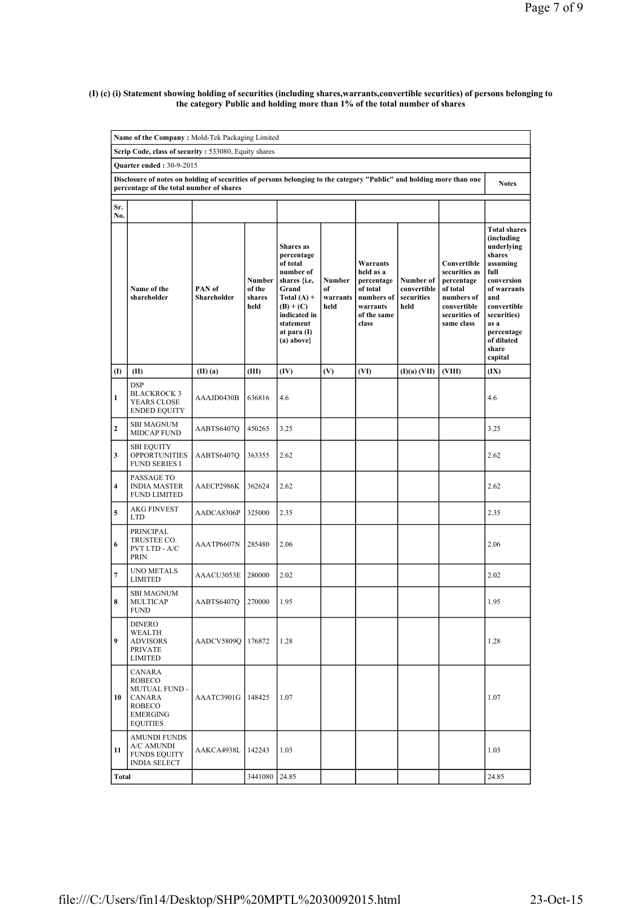**(I) (c) (i) Statement showing holding of securities (including shares,warrants,convertible securities) of persons belonging to the category Public and holding more than 1% of the total number of shares**

| | | | | | | | | | |
|---|---|---|---|---|---|---|---|---|---|
| **Name of the Company :** Mold-Tek Packaging Limited | | | | | | | | | |
| **Scrip Code, class of security :** 533080, Equity shares | | | | | | | | | |
| **Quarter ended :** 30-9-2015 | | | | | | | | | |
| **Disclosure of notes on holding of securities of persons belonging to the category "Public" and holding more than one percentage of the total number of shares** | | | | | | | | | **Notes** |
| **Sr. No.** | | | | | | | | | |
| | **Name of the shareholder** | **PAN of Shareholder** | **Number of the shares held** | **Shares as percentage of total number of shares {i.e, Grand Total (A) + (B) + (C) indicated in statement at para (I) (a) above}** | **Number of warrants held** | **Warrants held as a percentage of total numbers of warrants of the same class** | **Number of convertible securities held** | **Convertible securities as percentage of total numbers of convertible securities of same class** | **Total shares (including underlying shares assuming full conversion of warrants and convertible securities) as a percentage of diluted share capital** |
| **(I)** | **(II)** | **(II) (a)** | **(III)** | **(IV)** | **(V)** | **(VI)** | **(I)(a) (VII)** | **(VIII)** | **(IX)** |
| 1 | DSP BLACKROCK 3 YEARS CLOSE ENDED EQUITY | AAAJD0430B | 636816 | 4.6 | | | | | 4.6 |
| 2 | SBI MAGNUM MIDCAP FUND | AABTS6407Q | 450265 | 3.25 | | | | | 3.25 |
| 3 | SBI EQUITY OPPORTUNITIES FUND SERIES I | AABTS6407Q | 363355 | 2.62 | | | | | 2.62 |
| 4 | PASSAGE TO INDIA MASTER FUND LIMITED | AAECP2986K | 362624 | 2.62 | | | | | 2.62 |
| 5 | AKG FINVEST LTD | AADCA8306P | 325000 | 2.35 | | | | | 2.35 |
| 6 | PRINCIPAL TRUSTEE CO. PVT LTD - A/C PRIN | AAATP6607N | 285480 | 2.06 | | | | | 2.06 |
| 7 | UNO METALS LIMITED | AAACU3053E | 280000 | 2.02 | | | | | 2.02 |
| 8 | SBI MAGNUM MULTICAP FUND | AABTS6407Q | 270000 | 1.95 | | | | | 1.95 |
| 9 | DINERO WEALTH ADVISORS PRIVATE LIMITED | AADCV5809Q | 176872 | 1.28 | | | | | 1.28 |
| 10 | CANARA ROBECO MUTUAL FUND - CANARA ROBECO EMERGING EQUITIES | AAATC3901G | 148425 | 1.07 | | | | | 1.07 |
| 11 | AMUNDI FUNDS A/C AMUNDI FUNDS EQUITY INDIA SELECT | AAKCA4938L | 142243 | 1.03 | | | | | 1.03 |
| **Total** | | | 3441080 | 24.85 | | | | | 24.85 |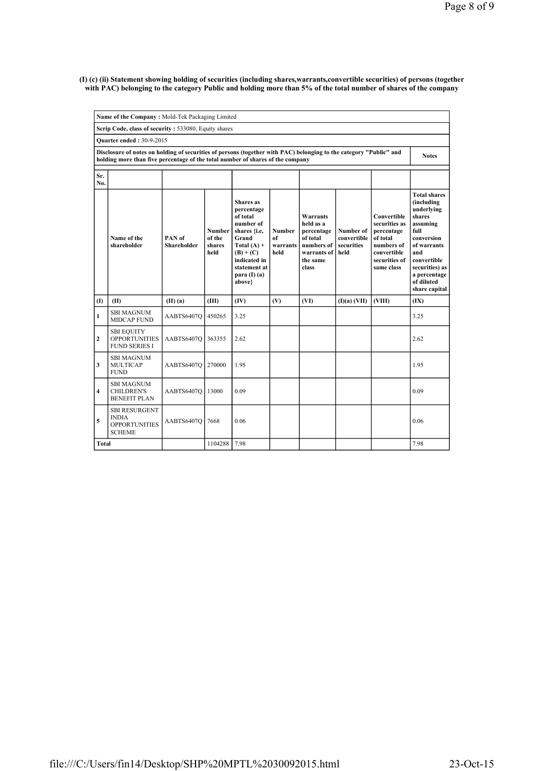**(I) (c) (ii) Statement showing holding of securities (including shares,warrants,convertible securities) of persons (together with PAC) belonging to the category Public and holding more than 5% of the total number of shares of the company**

| **Name of the Company :** Mold-Tek Packaging Limited | | | | | | | | | |
|---|---|---|---|---|---|---|---|---|---|
| **Scrip Code, class of security :** 533080, Equity shares | | | | | | | | | |
| **Quarter ended :** 30-9-2015 | | | | | | | | | |
| **Disclosure of notes on holding of securities of persons (together with PAC) belonging to the category "Public" and holding more than five percentage of the total number of shares of the company** | | | | | | | | | **Notes** |
| **Sr. No.** | | | | | | | | | |
| | **Name of the shareholder** | **PAN of Shareholder** | **Number of the shares held** | **Shares as percentage of total number of shares {i.e, Grand Total (A) + (B) + (C) indicated in statement at para (I) (a) above}** | **Number of warrants held** | **Warrants held as a percentage of total numbers of warrants of the same class** | **Number of convertible securities held** | **Convertible securities as percentage of total numbers of convertible securities of same class** | **Total shares (including underlying shares assuming full conversion of warrants and convertible securities) as a percentage of diluted share capital** |
| **(I)** | **(II)** | **(II) (a)** | **(III)** | **(IV)** | **(V)** | **(VI)** | **(I)(a) (VII)** | **(VIII)** | **(IX)** |
| 1 | SBI MAGNUM MIDCAP FUND | AABTS6407Q | 450265 | 3.25 | | | | | 3.25 |
| 2 | SBI EQUITY OPPORTUNITIES FUND SERIES I | AABTS6407Q | 363355 | 2.62 | | | | | 2.62 |
| 3 | SBI MAGNUM MULTICAP FUND | AABTS6407Q | 270000 | 1.95 | | | | | 1.95 |
| 4 | SBI MAGNUM CHILDREN'S BENEFIT PLAN | AABTS6407Q | 13000 | 0.09 | | | | | 0.09 |
| 5 | SBI RESURGENT INDIA OPPORTUNITIES SCHEME | AABTS6407Q | 7668 | 0.06 | | | | | 0.06 |
| **Total** | | | 1104288 | 7.98 | | | | | 7.98 |